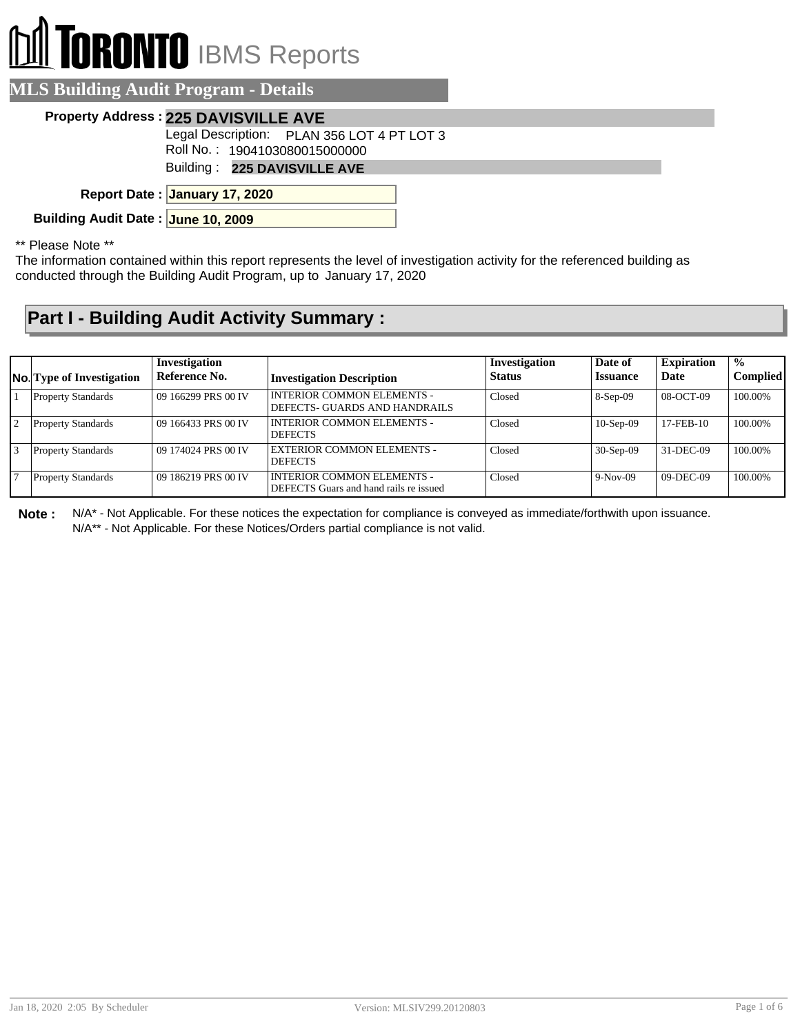# TORONTO IBMS Reports

## MLS Building Audit Program - Details

**Property Address :** **225 DAVISVILLE AVE**

Legal Description: PLAN 356 LOT 4 PT LOT 3

Roll No. : 1904103080015000000

Building : **225 DAVISVILLE AVE**

**Report Date :** **January 17, 2020**

**Building Audit Date :** **June 10, 2009**

** Please Note **

The information contained within this report represents the level of investigation activity for the referenced building as conducted through the Building Audit Program, up to January 17, 2020

## Part I - Building Audit Activity Summary :

| No. | Type of Investigation | Investigation Reference No. | Investigation Description | Investigation Status | Date of Issuance | Expiration Date | % Complied |
|---|---|---|---|---|---|---|---|
| 1 | Property Standards | 09 166299 PRS 00 IV | INTERIOR COMMON ELEMENTS - DEFECTS- GUARDS AND HANDRAILS | Closed | 8-Sep-09 | 08-OCT-09 | 100.00% |
| 2 | Property Standards | 09 166433 PRS 00 IV | INTERIOR COMMON ELEMENTS - DEFECTS | Closed | 10-Sep-09 | 17-FEB-10 | 100.00% |
| 3 | Property Standards | 09 174024 PRS 00 IV | EXTERIOR COMMON ELEMENTS - DEFECTS | Closed | 30-Sep-09 | 31-DEC-09 | 100.00% |
| 7 | Property Standards | 09 186219 PRS 00 IV | INTERIOR COMMON ELEMENTS - DEFECTS Guars and hand rails re issued | Closed | 9-Nov-09 | 09-DEC-09 | 100.00% |

**Note :** N/A* - Not Applicable. For these notices the expectation for compliance is conveyed as immediate/forthwith upon issuance.
N/A** - Not Applicable. For these Notices/Orders partial compliance is not valid.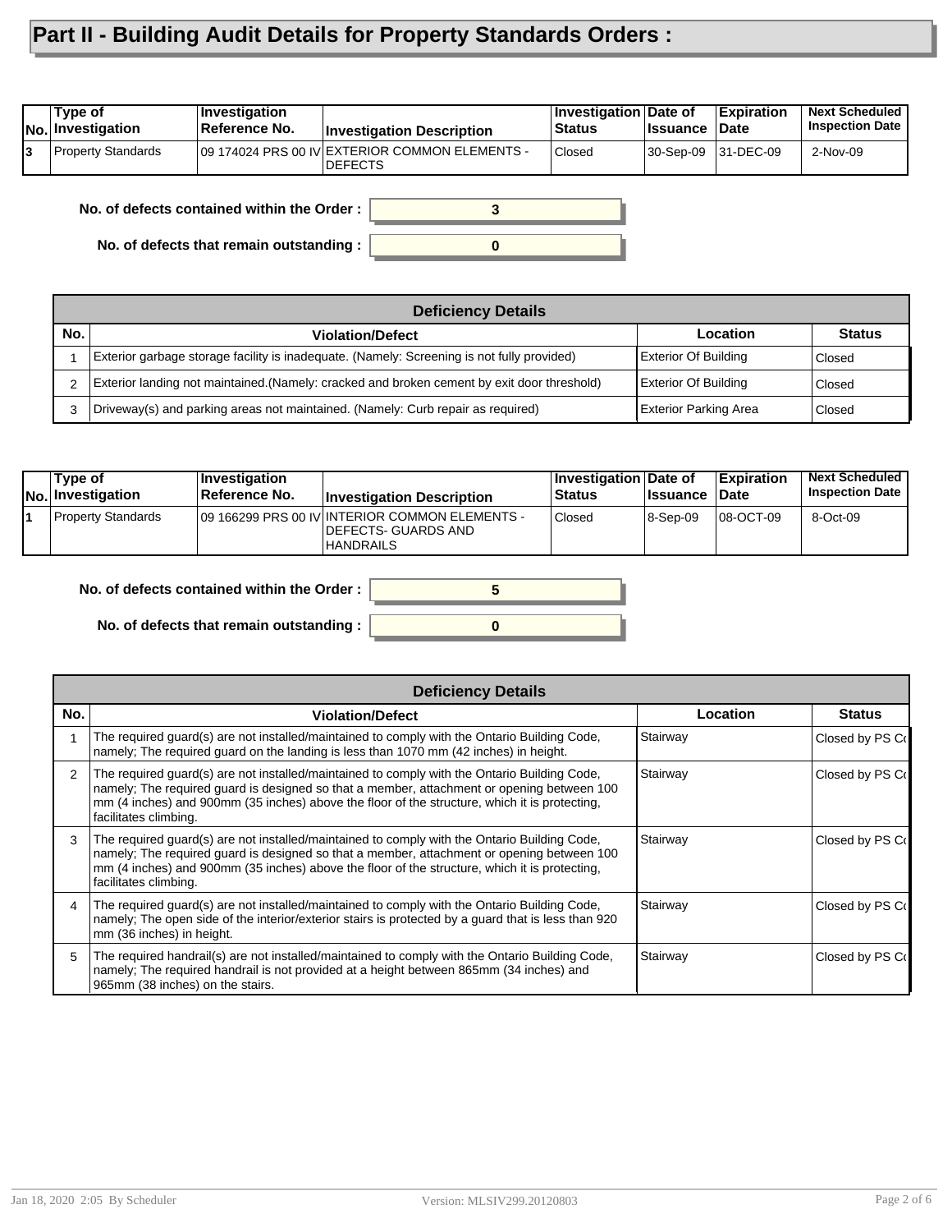# Part II - Building Audit Details for Property Standards Orders :

| No. | Type of Investigation | Investigation Reference No. | Investigation Description | Investigation Status | Date of Issuance | Expiration Date | Next Scheduled Inspection Date |
|---|---|---|---|---|---|---|---|
| 3 | Property Standards | 09 174024 PRS 00 IV | EXTERIOR COMMON ELEMENTS - DEFECTS | Closed | 30-Sep-09 | 31-DEC-09 | 2-Nov-09 |

**No. of defects contained within the Order :** 3

**No. of defects that remain outstanding :** 0

| Deficiency Details | | | |
|---|---|---|---|
| **No.** | **Violation/Defect** | **Location** | **Status** |
| 1 | Exterior garbage storage facility is inadequate. (Namely: Screening is not fully provided) | Exterior Of Building | Closed |
| 2 | Exterior landing not maintained.(Namely: cracked and broken cement by exit door threshold) | Exterior Of Building | Closed |
| 3 | Driveway(s) and parking areas not maintained. (Namely: Curb repair as required) | Exterior Parking Area | Closed |

| No. | Type of Investigation | Investigation Reference No. | Investigation Description | Investigation Status | Date of Issuance | Expiration Date | Next Scheduled Inspection Date |
|---|---|---|---|---|---|---|---|
| 1 | Property Standards | 09 166299 PRS 00 IV | INTERIOR COMMON ELEMENTS - DEFECTS- GUARDS AND HANDRAILS | Closed | 8-Sep-09 | 08-OCT-09 | 8-Oct-09 |

**No. of defects contained within the Order :** 5

**No. of defects that remain outstanding :** 0

| Deficiency Details | | | |
|---|---|---|---|
| **No.** | **Violation/Defect** | **Location** | **Status** |
| 1 | The required guard(s) are not installed/maintained to comply with the Ontario Building Code, namely; The required guard on the landing is less than 1070 mm (42 inches) in height. | Stairway | Closed by PS Co |
| 2 | The required guard(s) are not installed/maintained to comply with the Ontario Building Code, namely; The required guard is designed so that a member, attachment or opening between 100 mm (4 inches) and 900mm (35 inches) above the floor of the structure, which it is protecting, facilitates climbing. | Stairway | Closed by PS Co |
| 3 | The required guard(s) are not installed/maintained to comply with the Ontario Building Code, namely; The required guard is designed so that a member, attachment or opening between 100 mm (4 inches) and 900mm (35 inches) above the floor of the structure, which it is protecting, facilitates climbing. | Stairway | Closed by PS Co |
| 4 | The required guard(s) are not installed/maintained to comply with the Ontario Building Code, namely; The open side of the interior/exterior stairs is protected by a guard that is less than 920 mm (36 inches) in height. | Stairway | Closed by PS Co |
| 5 | The required handrail(s) are not installed/maintained to comply with the Ontario Building Code, namely; The required handrail is not provided at a height between 865mm (34 inches) and 965mm (38 inches) on the stairs. | Stairway | Closed by PS Co |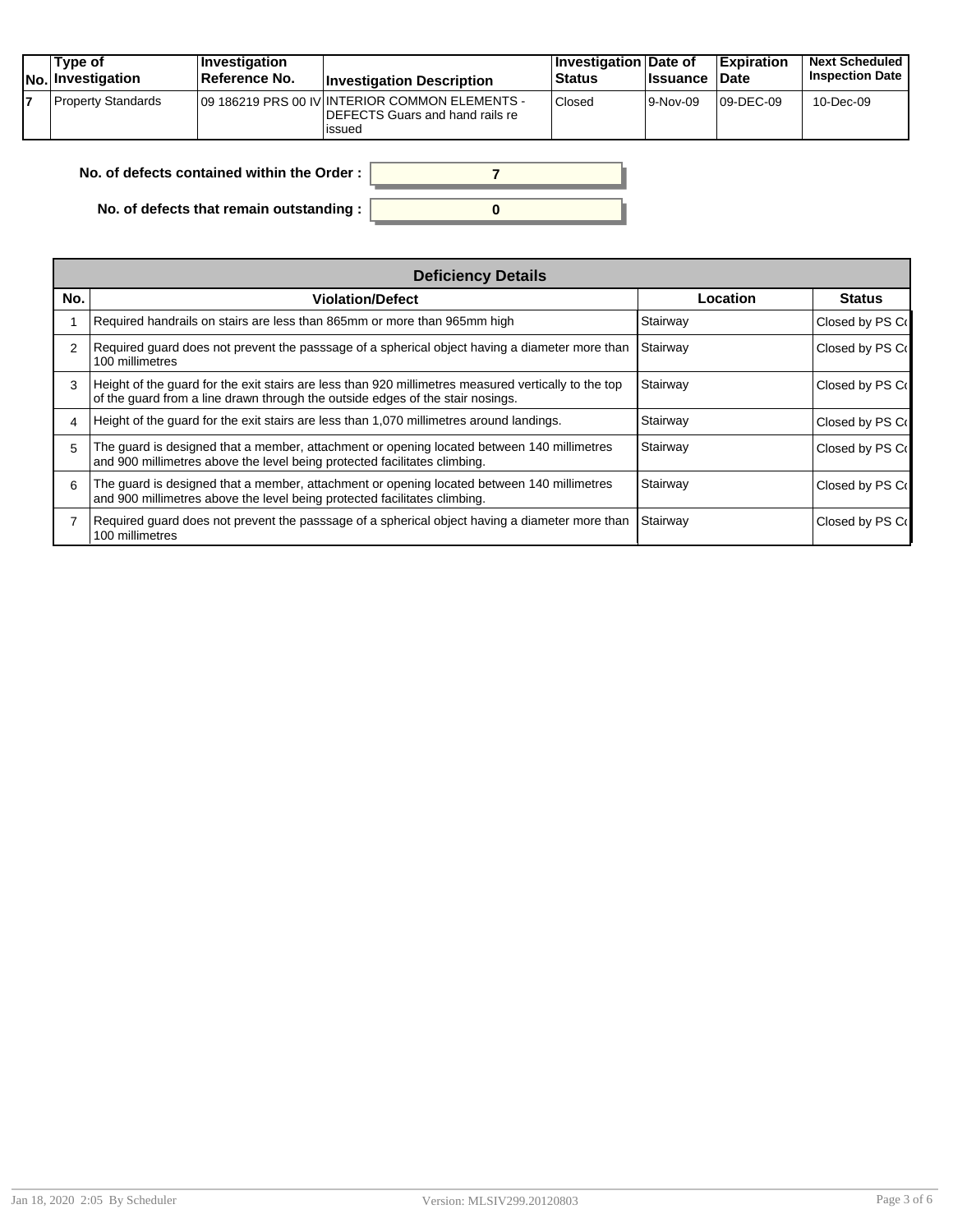| No. | Type of Investigation | Investigation Reference No. | Investigation Description | Investigation Status | Date of Issuance | Expiration Date | Next Scheduled Inspection Date |
|---|---|---|---|---|---|---|---|
| 7 | Property Standards | 09 186219 PRS 00 IV | INTERIOR COMMON ELEMENTS - DEFECTS Guars and hand rails re issued | Closed | 9-Nov-09 | 09-DEC-09 | 10-Dec-09 |

**No. of defects contained within the Order :** 7

**No. of defects that remain outstanding :** 0

| Deficiency Details | | | |
|---|---|---|---|
| **No.** | **Violation/Defect** | **Location** | **Status** |
| 1 | Required handrails on stairs are less than 865mm or more than 965mm high | Stairway | Closed by PS Co |
| 2 | Required guard does not prevent the passsage of a spherical object having a diameter more than 100 millimetres | Stairway | Closed by PS Co |
| 3 | Height of the guard for the exit stairs are less than 920 millimetres measured vertically to the top of the guard from a line drawn through the outside edges of the stair nosings. | Stairway | Closed by PS Co |
| 4 | Height of the guard for the exit stairs are less than 1,070 millimetres around landings. | Stairway | Closed by PS Co |
| 5 | The guard is designed that a member, attachment or opening located between 140 millimetres and 900 millimetres above the level being protected facilitates climbing. | Stairway | Closed by PS Co |
| 6 | The guard is designed that a member, attachment or opening located between 140 millimetres and 900 millimetres above the level being protected facilitates climbing. | Stairway | Closed by PS Co |
| 7 | Required guard does not prevent the passsage of a spherical object having a diameter more than 100 millimetres | Stairway | Closed by PS Co |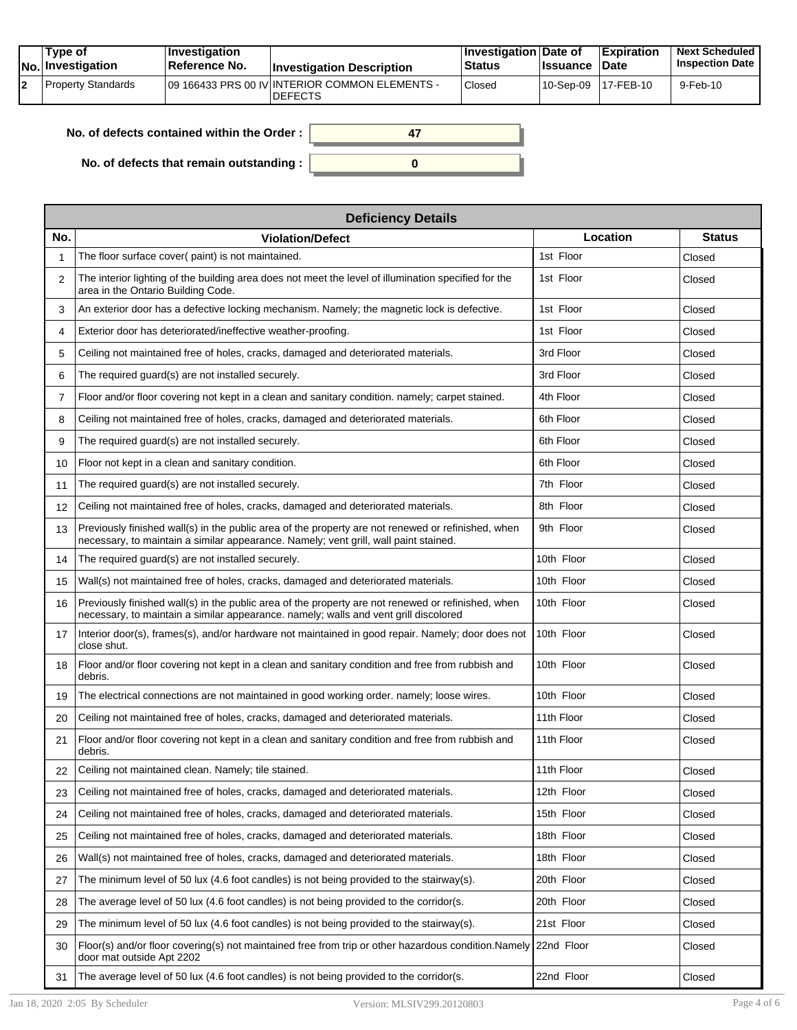| No. | Type of Investigation | Investigation Reference No. | Investigation Description | Investigation Status | Date of Issuance | Expiration Date | Next Scheduled Inspection Date |
|---|---|---|---|---|---|---|---|
| 2 | Property Standards | 09 166433 PRS 00 IV | INTERIOR COMMON ELEMENTS - DEFECTS | Closed | 10-Sep-09 | 17-FEB-10 | 9-Feb-10 |

**No. of defects contained within the Order :** 47

**No. of defects that remain outstanding :** 0

| Deficiency Details | | | |
|---|---|---|---|
| **No.** | **Violation/Defect** | **Location** | **Status** |
| 1 | The floor surface cover( paint) is not maintained. | 1st Floor | Closed |
| 2 | The interior lighting of the building area does not meet the level of illumination specified for the area in the Ontario Building Code. | 1st Floor | Closed |
| 3 | An exterior door has a defective locking mechanism. Namely; the magnetic lock is defective. | 1st Floor | Closed |
| 4 | Exterior door has deteriorated/ineffective weather-proofing. | 1st Floor | Closed |
| 5 | Ceiling not maintained free of holes, cracks, damaged and deteriorated materials. | 3rd Floor | Closed |
| 6 | The required guard(s) are not installed securely. | 3rd Floor | Closed |
| 7 | Floor and/or floor covering not kept in a clean and sanitary condition. namely; carpet stained. | 4th Floor | Closed |
| 8 | Ceiling not maintained free of holes, cracks, damaged and deteriorated materials. | 6th Floor | Closed |
| 9 | The required guard(s) are not installed securely. | 6th Floor | Closed |
| 10 | Floor not kept in a clean and sanitary condition. | 6th Floor | Closed |
| 11 | The required guard(s) are not installed securely. | 7th Floor | Closed |
| 12 | Ceiling not maintained free of holes, cracks, damaged and deteriorated materials. | 8th Floor | Closed |
| 13 | Previously finished wall(s) in the public area of the property are not renewed or refinished, when necessary, to maintain a similar appearance. Namely; vent grill, wall paint stained. | 9th Floor | Closed |
| 14 | The required guard(s) are not installed securely. | 10th Floor | Closed |
| 15 | Wall(s) not maintained free of holes, cracks, damaged and deteriorated materials. | 10th Floor | Closed |
| 16 | Previously finished wall(s) in the public area of the property are not renewed or refinished, when necessary, to maintain a similar appearance. namely; walls and vent grill discolored | 10th Floor | Closed |
| 17 | Interior door(s), frames(s), and/or hardware not maintained in good repair. Namely; door does not close shut. | 10th Floor | Closed |
| 18 | Floor and/or floor covering not kept in a clean and sanitary condition and free from rubbish and debris. | 10th Floor | Closed |
| 19 | The electrical connections are not maintained in good working order. namely; loose wires. | 10th Floor | Closed |
| 20 | Ceiling not maintained free of holes, cracks, damaged and deteriorated materials. | 11th Floor | Closed |
| 21 | Floor and/or floor covering not kept in a clean and sanitary condition and free from rubbish and debris. | 11th Floor | Closed |
| 22 | Ceiling not maintained clean. Namely; tile stained. | 11th Floor | Closed |
| 23 | Ceiling not maintained free of holes, cracks, damaged and deteriorated materials. | 12th Floor | Closed |
| 24 | Ceiling not maintained free of holes, cracks, damaged and deteriorated materials. | 15th Floor | Closed |
| 25 | Ceiling not maintained free of holes, cracks, damaged and deteriorated materials. | 18th Floor | Closed |
| 26 | Wall(s) not maintained free of holes, cracks, damaged and deteriorated materials. | 18th Floor | Closed |
| 27 | The minimum level of 50 lux (4.6 foot candles) is not being provided to the stairway(s). | 20th Floor | Closed |
| 28 | The average level of 50 lux (4.6 foot candles) is not being provided to the corridor(s. | 20th Floor | Closed |
| 29 | The minimum level of 50 lux (4.6 foot candles) is not being provided to the stairway(s). | 21st Floor | Closed |
| 30 | Floor(s) and/or floor covering(s) not maintained free from trip or other hazardous condition.Namely door mat outside Apt 2202 | 22nd Floor | Closed |
| 31 | The average level of 50 lux (4.6 foot candles) is not being provided to the corridor(s. | 22nd Floor | Closed |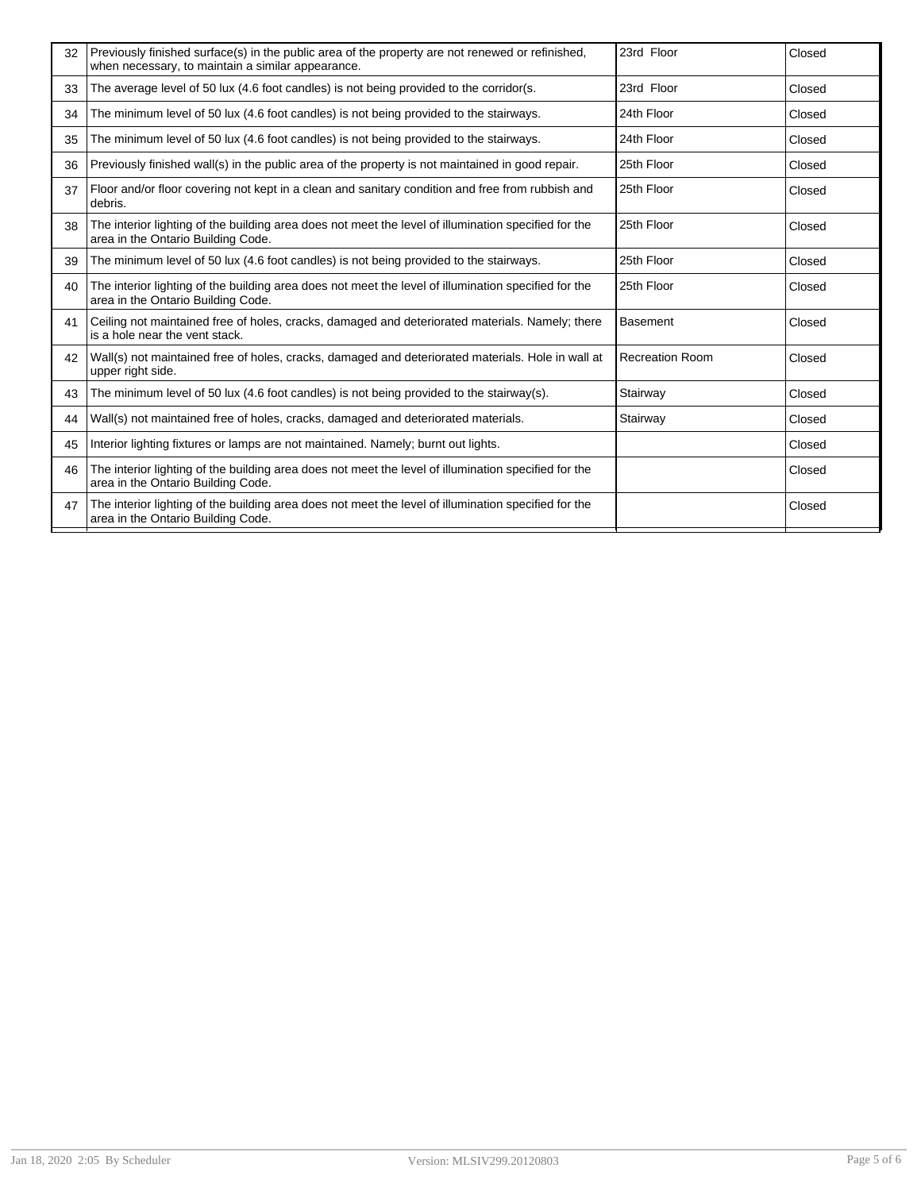| | | | |
|---|---|---|---|
| 32 | Previously finished surface(s) in the public area of the property are not renewed or refinished, when necessary, to maintain a similar appearance. | 23rd Floor | Closed |
| 33 | The average level of 50 lux (4.6 foot candles) is not being provided to the corridor(s. | 23rd Floor | Closed |
| 34 | The minimum level of 50 lux (4.6 foot candles) is not being provided to the stairways. | 24th Floor | Closed |
| 35 | The minimum level of 50 lux (4.6 foot candles) is not being provided to the stairways. | 24th Floor | Closed |
| 36 | Previously finished wall(s) in the public area of the property is not maintained in good repair. | 25th Floor | Closed |
| 37 | Floor and/or floor covering not kept in a clean and sanitary condition and free from rubbish and debris. | 25th Floor | Closed |
| 38 | The interior lighting of the building area does not meet the level of illumination specified for the area in the Ontario Building Code. | 25th Floor | Closed |
| 39 | The minimum level of 50 lux (4.6 foot candles) is not being provided to the stairways. | 25th Floor | Closed |
| 40 | The interior lighting of the building area does not meet the level of illumination specified for the area in the Ontario Building Code. | 25th Floor | Closed |
| 41 | Ceiling not maintained free of holes, cracks, damaged and deteriorated materials. Namely; there is a hole near the vent stack. | Basement | Closed |
| 42 | Wall(s) not maintained free of holes, cracks, damaged and deteriorated materials. Hole in wall at upper right side. | Recreation Room | Closed |
| 43 | The minimum level of 50 lux (4.6 foot candles) is not being provided to the stairway(s). | Stairway | Closed |
| 44 | Wall(s) not maintained free of holes, cracks, damaged and deteriorated materials. | Stairway | Closed |
| 45 | Interior lighting fixtures or lamps are not maintained. Namely; burnt out lights. | | Closed |
| 46 | The interior lighting of the building area does not meet the level of illumination specified for the area in the Ontario Building Code. | | Closed |
| 47 | The interior lighting of the building area does not meet the level of illumination specified for the area in the Ontario Building Code. | | Closed |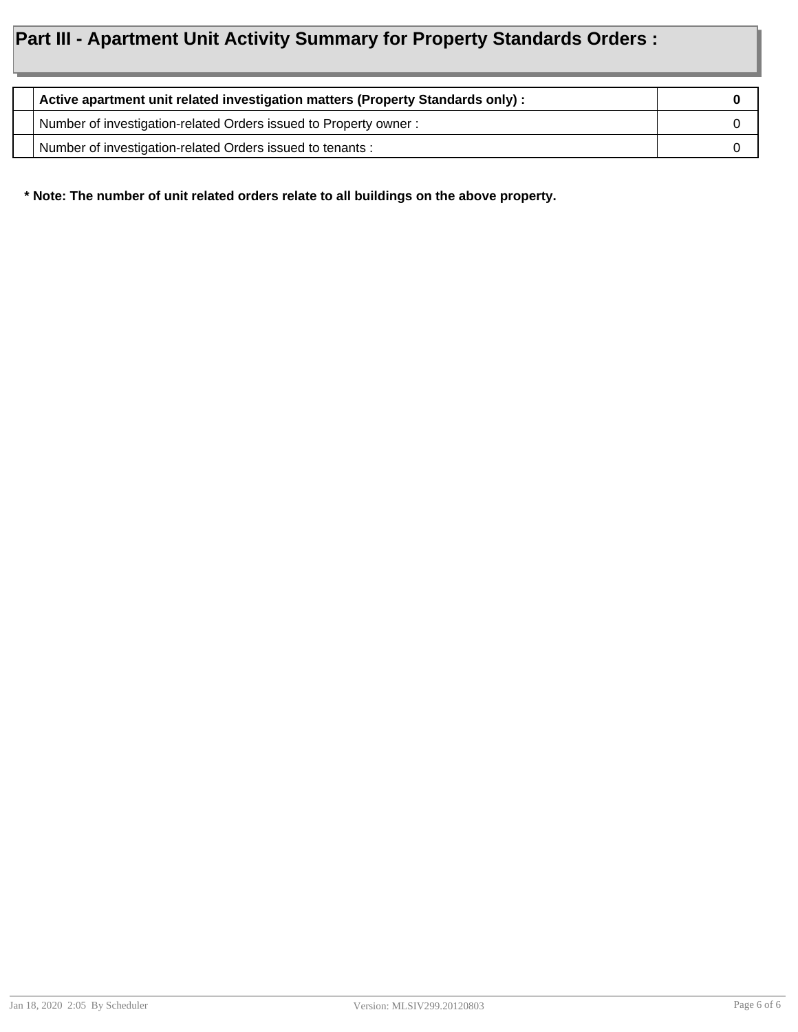## Part III - Apartment Unit Activity Summary for Property Standards Orders :

| | | |
|---|---|---|
| | **Active apartment unit related investigation matters (Property Standards only) :** | **0** |
| | Number of investigation-related Orders issued to Property owner : | 0 |
| | Number of investigation-related Orders issued to tenants : | 0 |

**\* Note: The number of unit related orders relate to all buildings on the above property.**